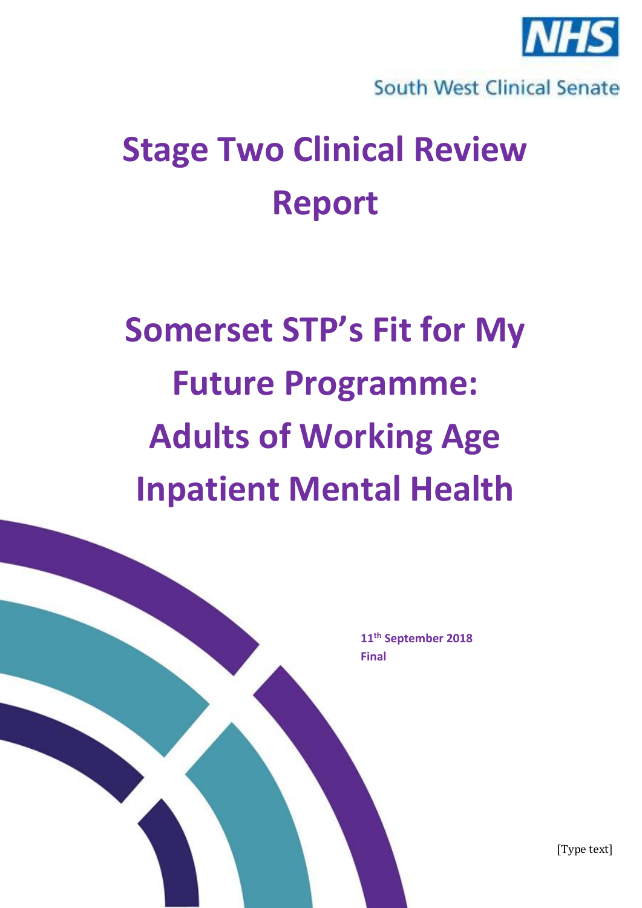NHS

South West Clinical Senate

# Stage Two Clinical Review Report

# Somerset STP's Fit for My Future Programme: Adults of Working Age Inpatient Mental Health

**11th September 2018**
**Final**

[Type text]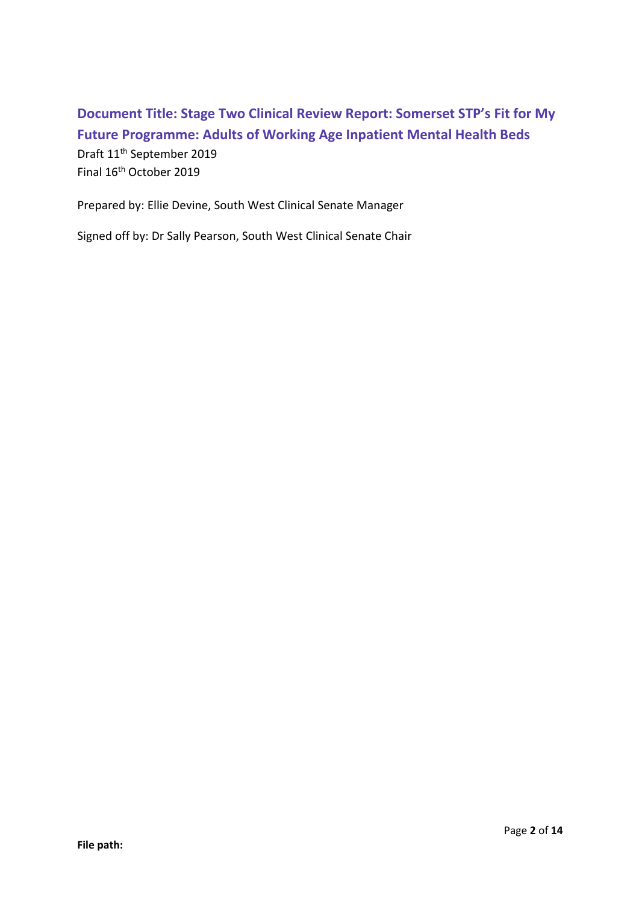**Document Title: Stage Two Clinical Review Report: Somerset STP's Fit for My Future Programme: Adults of Working Age Inpatient Mental Health Beds**

Draft 11th September 2019
Final 16th October 2019

Prepared by: Ellie Devine, South West Clinical Senate Manager

Signed off by: Dr Sally Pearson, South West Clinical Senate Chair

**File path:**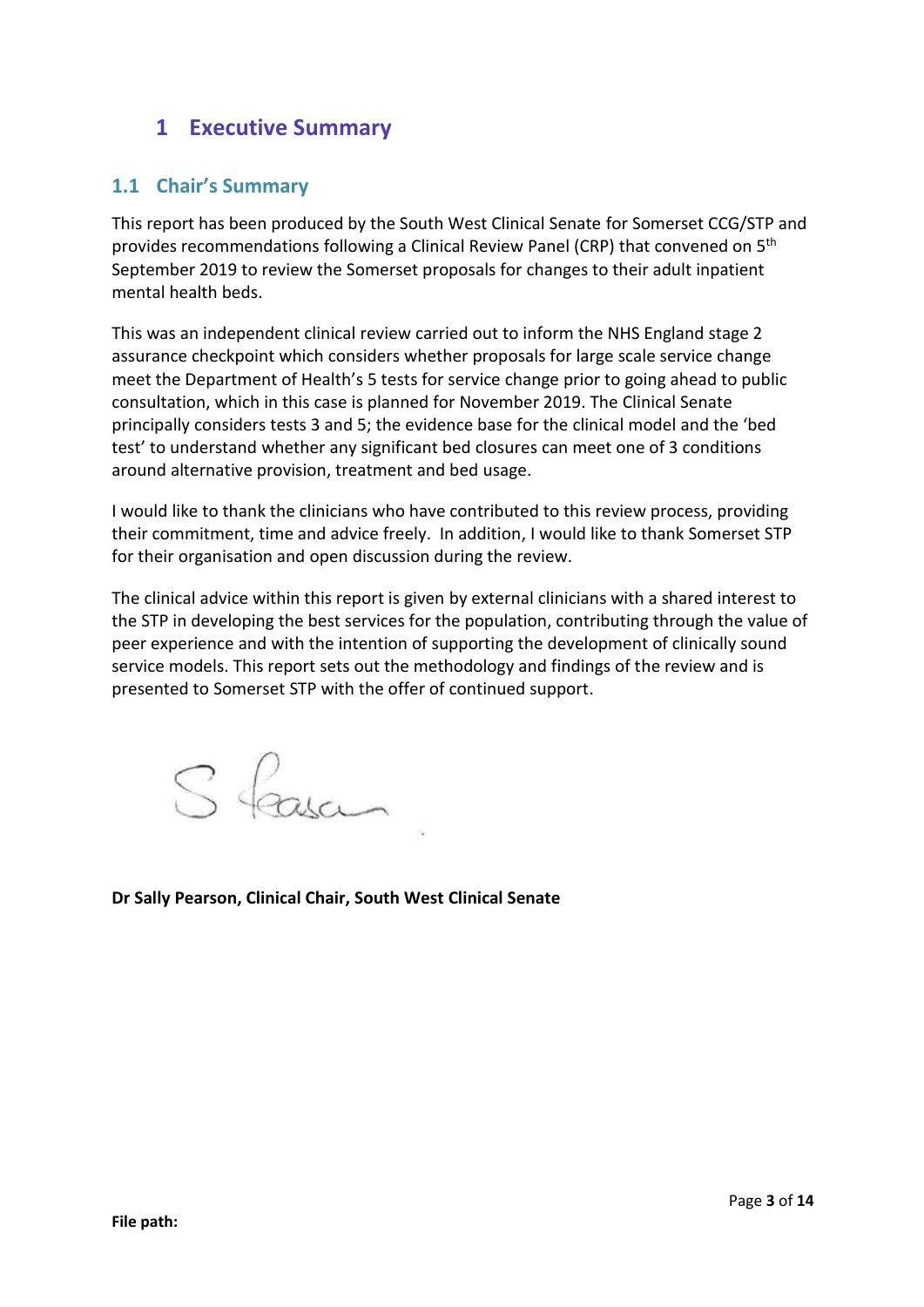# 1 Executive Summary

## 1.1 Chair's Summary

This report has been produced by the South West Clinical Senate for Somerset CCG/STP and provides recommendations following a Clinical Review Panel (CRP) that convened on 5th September 2019 to review the Somerset proposals for changes to their adult inpatient mental health beds.

This was an independent clinical review carried out to inform the NHS England stage 2 assurance checkpoint which considers whether proposals for large scale service change meet the Department of Health's 5 tests for service change prior to going ahead to public consultation, which in this case is planned for November 2019. The Clinical Senate principally considers tests 3 and 5; the evidence base for the clinical model and the 'bed test' to understand whether any significant bed closures can meet one of 3 conditions around alternative provision, treatment and bed usage.

I would like to thank the clinicians who have contributed to this review process, providing their commitment, time and advice freely. In addition, I would like to thank Somerset STP for their organisation and open discussion during the review.

The clinical advice within this report is given by external clinicians with a shared interest to the STP in developing the best services for the population, contributing through the value of peer experience and with the intention of supporting the development of clinically sound service models. This report sets out the methodology and findings of the review and is presented to Somerset STP with the offer of continued support.

S Pearson

**Dr Sally Pearson, Clinical Chair, South West Clinical Senate**

**File path:**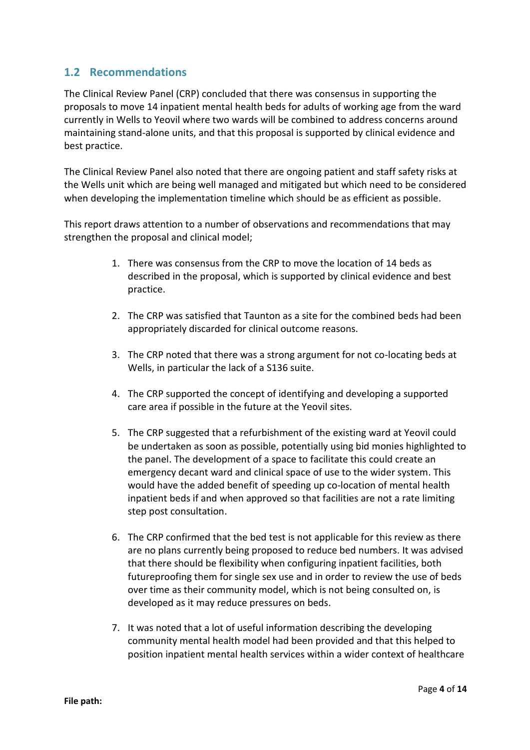## 1.2 Recommendations

The Clinical Review Panel (CRP) concluded that there was consensus in supporting the proposals to move 14 inpatient mental health beds for adults of working age from the ward currently in Wells to Yeovil where two wards will be combined to address concerns around maintaining stand-alone units, and that this proposal is supported by clinical evidence and best practice.

The Clinical Review Panel also noted that there are ongoing patient and staff safety risks at the Wells unit which are being well managed and mitigated but which need to be considered when developing the implementation timeline which should be as efficient as possible.

This report draws attention to a number of observations and recommendations that may strengthen the proposal and clinical model;

1. There was consensus from the CRP to move the location of 14 beds as described in the proposal, which is supported by clinical evidence and best practice.

2. The CRP was satisfied that Taunton as a site for the combined beds had been appropriately discarded for clinical outcome reasons.

3. The CRP noted that there was a strong argument for not co-locating beds at Wells, in particular the lack of a S136 suite.

4. The CRP supported the concept of identifying and developing a supported care area if possible in the future at the Yeovil sites.

5. The CRP suggested that a refurbishment of the existing ward at Yeovil could be undertaken as soon as possible, potentially using bid monies highlighted to the panel. The development of a space to facilitate this could create an emergency decant ward and clinical space of use to the wider system. This would have the added benefit of speeding up co-location of mental health inpatient beds if and when approved so that facilities are not a rate limiting step post consultation.

6. The CRP confirmed that the bed test is not applicable for this review as there are no plans currently being proposed to reduce bed numbers. It was advised that there should be flexibility when configuring inpatient facilities, both futureproofing them for single sex use and in order to review the use of beds over time as their community model, which is not being consulted on, is developed as it may reduce pressures on beds.

7. It was noted that a lot of useful information describing the developing community mental health model had been provided and that this helped to position inpatient mental health services within a wider context of healthcare

**File path:**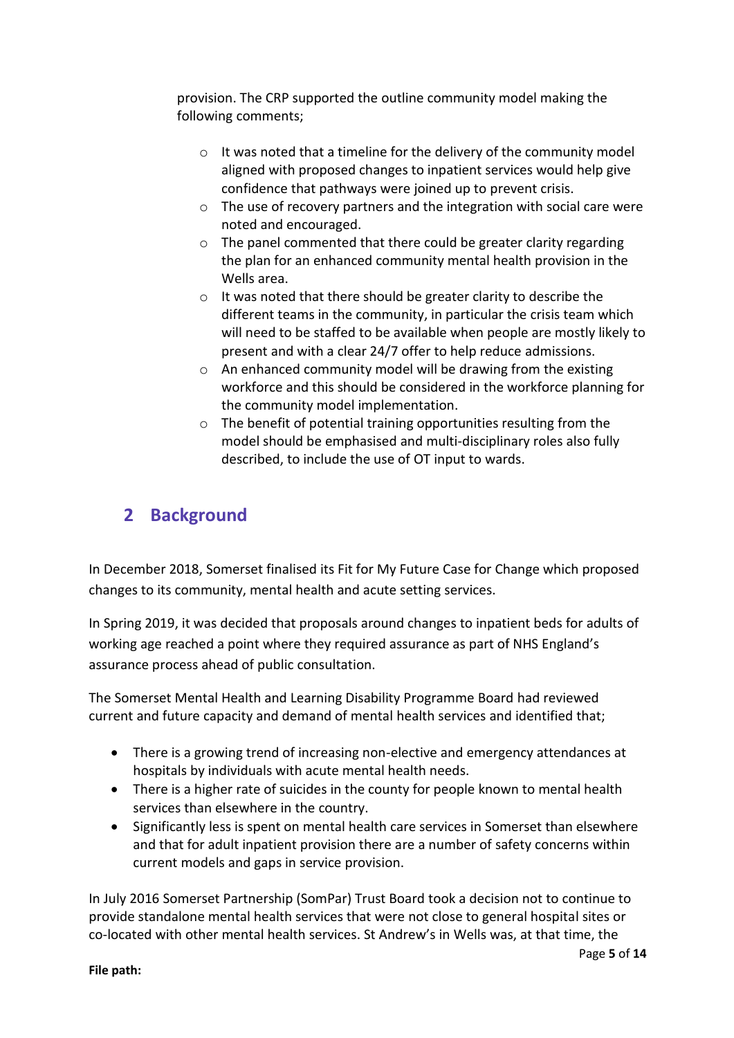provision. The CRP supported the outline community model making the following comments;

- It was noted that a timeline for the delivery of the community model aligned with proposed changes to inpatient services would help give confidence that pathways were joined up to prevent crisis.
- The use of recovery partners and the integration with social care were noted and encouraged.
- The panel commented that there could be greater clarity regarding the plan for an enhanced community mental health provision in the Wells area.
- It was noted that there should be greater clarity to describe the different teams in the community, in particular the crisis team which will need to be staffed to be available when people are mostly likely to present and with a clear 24/7 offer to help reduce admissions.
- An enhanced community model will be drawing from the existing workforce and this should be considered in the workforce planning for the community model implementation.
- The benefit of potential training opportunities resulting from the model should be emphasised and multi-disciplinary roles also fully described, to include the use of OT input to wards.

## 2 Background

In December 2018, Somerset finalised its Fit for My Future Case for Change which proposed changes to its community, mental health and acute setting services.

In Spring 2019, it was decided that proposals around changes to inpatient beds for adults of working age reached a point where they required assurance as part of NHS England's assurance process ahead of public consultation.

The Somerset Mental Health and Learning Disability Programme Board had reviewed current and future capacity and demand of mental health services and identified that;

- There is a growing trend of increasing non-elective and emergency attendances at hospitals by individuals with acute mental health needs.
- There is a higher rate of suicides in the county for people known to mental health services than elsewhere in the country.
- Significantly less is spent on mental health care services in Somerset than elsewhere and that for adult inpatient provision there are a number of safety concerns within current models and gaps in service provision.

In July 2016 Somerset Partnership (SomPar) Trust Board took a decision not to continue to provide standalone mental health services that were not close to general hospital sites or co-located with other mental health services. St Andrew's in Wells was, at that time, the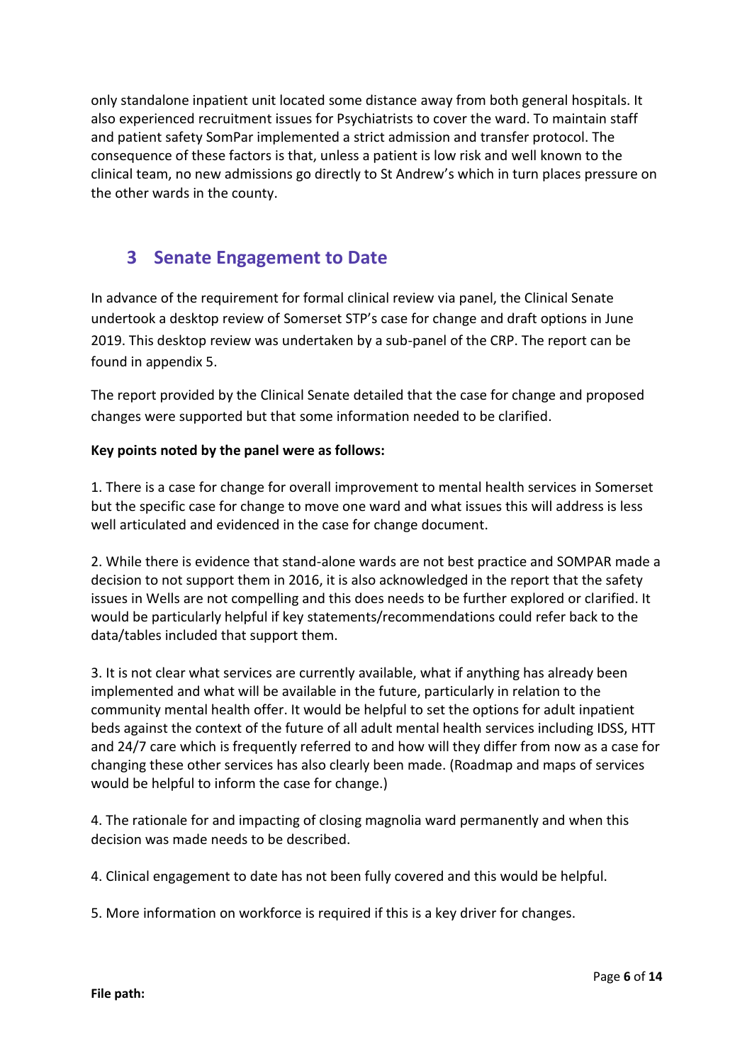only standalone inpatient unit located some distance away from both general hospitals. It also experienced recruitment issues for Psychiatrists to cover the ward. To maintain staff and patient safety SomPar implemented a strict admission and transfer protocol. The consequence of these factors is that, unless a patient is low risk and well known to the clinical team, no new admissions go directly to St Andrew's which in turn places pressure on the other wards in the county.

## 3 Senate Engagement to Date

In advance of the requirement for formal clinical review via panel, the Clinical Senate undertook a desktop review of Somerset STP's case for change and draft options in June 2019. This desktop review was undertaken by a sub-panel of the CRP. The report can be found in appendix 5.

The report provided by the Clinical Senate detailed that the case for change and proposed changes were supported but that some information needed to be clarified.

**Key points noted by the panel were as follows:**

1. There is a case for change for overall improvement to mental health services in Somerset but the specific case for change to move one ward and what issues this will address is less well articulated and evidenced in the case for change document.

2. While there is evidence that stand-alone wards are not best practice and SOMPAR made a decision to not support them in 2016, it is also acknowledged in the report that the safety issues in Wells are not compelling and this does needs to be further explored or clarified. It would be particularly helpful if key statements/recommendations could refer back to the data/tables included that support them.

3. It is not clear what services are currently available, what if anything has already been implemented and what will be available in the future, particularly in relation to the community mental health offer. It would be helpful to set the options for adult inpatient beds against the context of the future of all adult mental health services including IDSS, HTT and 24/7 care which is frequently referred to and how will they differ from now as a case for changing these other services has also clearly been made. (Roadmap and maps of services would be helpful to inform the case for change.)

4. The rationale for and impacting of closing magnolia ward permanently and when this decision was made needs to be described.

4. Clinical engagement to date has not been fully covered and this would be helpful.

5. More information on workforce is required if this is a key driver for changes.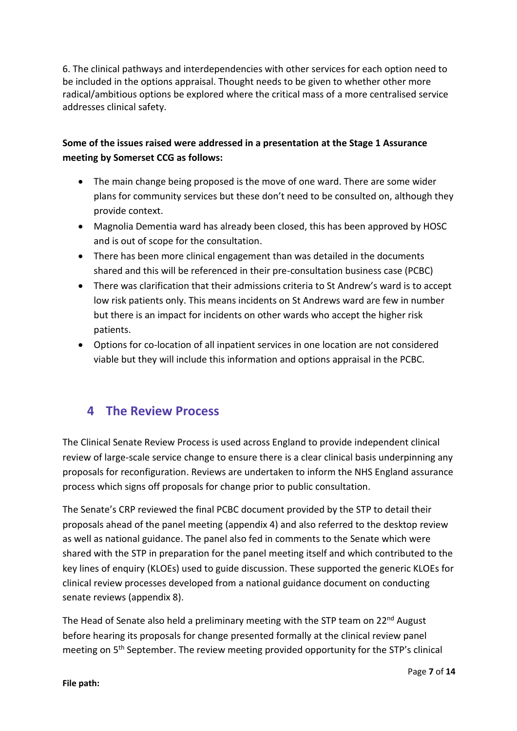6. The clinical pathways and interdependencies with other services for each option need to be included in the options appraisal. Thought needs to be given to whether other more radical/ambitious options be explored where the critical mass of a more centralised service addresses clinical safety.

**Some of the issues raised were addressed in a presentation at the Stage 1 Assurance meeting by Somerset CCG as follows:**

- The main change being proposed is the move of one ward. There are some wider plans for community services but these don't need to be consulted on, although they provide context.
- Magnolia Dementia ward has already been closed, this has been approved by HOSC and is out of scope for the consultation.
- There has been more clinical engagement than was detailed in the documents shared and this will be referenced in their pre-consultation business case (PCBC)
- There was clarification that their admissions criteria to St Andrew's ward is to accept low risk patients only. This means incidents on St Andrews ward are few in number but there is an impact for incidents on other wards who accept the higher risk patients.
- Options for co-location of all inpatient services in one location are not considered viable but they will include this information and options appraisal in the PCBC.

## 4 The Review Process

The Clinical Senate Review Process is used across England to provide independent clinical review of large-scale service change to ensure there is a clear clinical basis underpinning any proposals for reconfiguration. Reviews are undertaken to inform the NHS England assurance process which signs off proposals for change prior to public consultation.

The Senate's CRP reviewed the final PCBC document provided by the STP to detail their proposals ahead of the panel meeting (appendix 4) and also referred to the desktop review as well as national guidance. The panel also fed in comments to the Senate which were shared with the STP in preparation for the panel meeting itself and which contributed to the key lines of enquiry (KLOEs) used to guide discussion. These supported the generic KLOEs for clinical review processes developed from a national guidance document on conducting senate reviews (appendix 8).

The Head of Senate also held a preliminary meeting with the STP team on 22nd August before hearing its proposals for change presented formally at the clinical review panel meeting on 5th September. The review meeting provided opportunity for the STP's clinical

**File path:**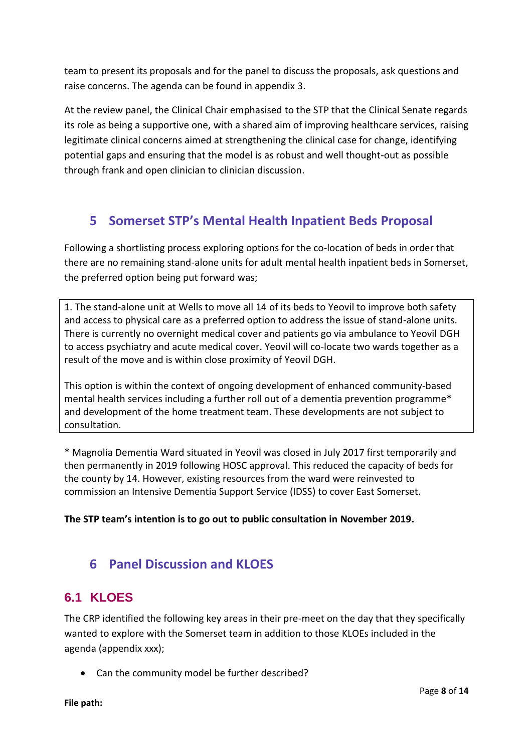team to present its proposals and for the panel to discuss the proposals, ask questions and raise concerns. The agenda can be found in appendix 3.

At the review panel, the Clinical Chair emphasised to the STP that the Clinical Senate regards its role as being a supportive one, with a shared aim of improving healthcare services, raising legitimate clinical concerns aimed at strengthening the clinical case for change, identifying potential gaps and ensuring that the model is as robust and well thought-out as possible through frank and open clinician to clinician discussion.

# 5 Somerset STP's Mental Health Inpatient Beds Proposal

Following a shortlisting process exploring options for the co-location of beds in order that there are no remaining stand-alone units for adult mental health inpatient beds in Somerset, the preferred option being put forward was;

> 1. The stand-alone unit at Wells to move all 14 of its beds to Yeovil to improve both safety and access to physical care as a preferred option to address the issue of stand-alone units. There is currently no overnight medical cover and patients go via ambulance to Yeovil DGH to access psychiatry and acute medical cover. Yeovil will co-locate two wards together as a result of the move and is within close proximity of Yeovil DGH.
>
> This option is within the context of ongoing development of enhanced community-based mental health services including a further roll out of a dementia prevention programme* and development of the home treatment team. These developments are not subject to consultation.

* Magnolia Dementia Ward situated in Yeovil was closed in July 2017 first temporarily and then permanently in 2019 following HOSC approval. This reduced the capacity of beds for the county by 14. However, existing resources from the ward were reinvested to commission an Intensive Dementia Support Service (IDSS) to cover East Somerset.

**The STP team's intention is to go out to public consultation in November 2019.**

# 6 Panel Discussion and KLOES

## 6.1 KLOES

The CRP identified the following key areas in their pre-meet on the day that they specifically wanted to explore with the Somerset team in addition to those KLOEs included in the agenda (appendix xxx);

- Can the community model be further described?

**File path:**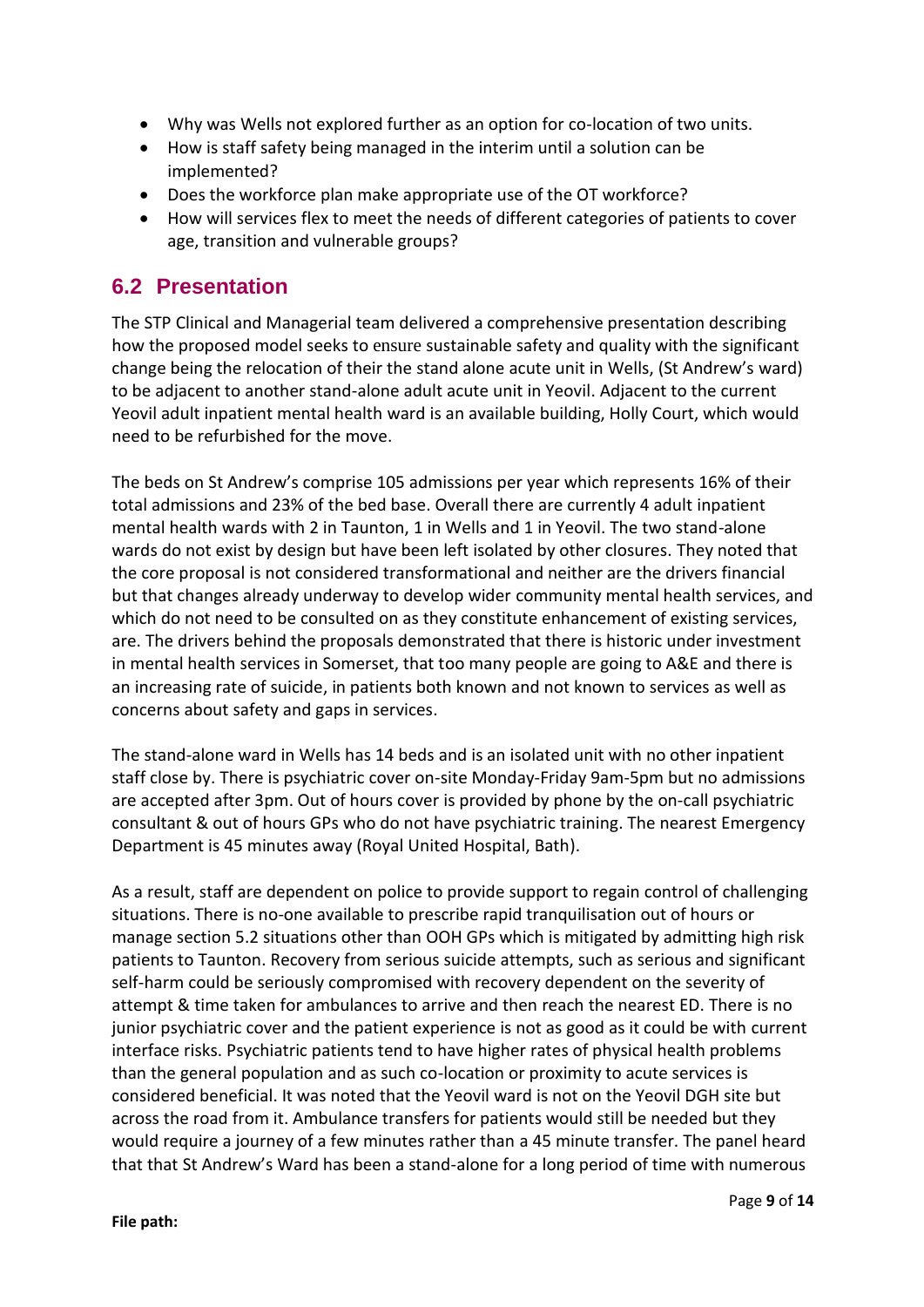- Why was Wells not explored further as an option for co-location of two units.
- How is staff safety being managed in the interim until a solution can be implemented?
- Does the workforce plan make appropriate use of the OT workforce?
- How will services flex to meet the needs of different categories of patients to cover age, transition and vulnerable groups?

## 6.2 Presentation

The STP Clinical and Managerial team delivered a comprehensive presentation describing how the proposed model seeks to ensure sustainable safety and quality with the significant change being the relocation of their the stand alone acute unit in Wells, (St Andrew's ward) to be adjacent to another stand-alone adult acute unit in Yeovil. Adjacent to the current Yeovil adult inpatient mental health ward is an available building, Holly Court, which would need to be refurbished for the move.

The beds on St Andrew's comprise 105 admissions per year which represents 16% of their total admissions and 23% of the bed base. Overall there are currently 4 adult inpatient mental health wards with 2 in Taunton, 1 in Wells and 1 in Yeovil. The two stand-alone wards do not exist by design but have been left isolated by other closures. They noted that the core proposal is not considered transformational and neither are the drivers financial but that changes already underway to develop wider community mental health services, and which do not need to be consulted on as they constitute enhancement of existing services, are. The drivers behind the proposals demonstrated that there is historic under investment in mental health services in Somerset, that too many people are going to A&E and there is an increasing rate of suicide, in patients both known and not known to services as well as concerns about safety and gaps in services.

The stand-alone ward in Wells has 14 beds and is an isolated unit with no other inpatient staff close by. There is psychiatric cover on-site Monday-Friday 9am-5pm but no admissions are accepted after 3pm. Out of hours cover is provided by phone by the on-call psychiatric consultant & out of hours GPs who do not have psychiatric training. The nearest Emergency Department is 45 minutes away (Royal United Hospital, Bath).

As a result, staff are dependent on police to provide support to regain control of challenging situations. There is no-one available to prescribe rapid tranquilisation out of hours or manage section 5.2 situations other than OOH GPs which is mitigated by admitting high risk patients to Taunton. Recovery from serious suicide attempts, such as serious and significant self-harm could be seriously compromised with recovery dependent on the severity of attempt & time taken for ambulances to arrive and then reach the nearest ED. There is no junior psychiatric cover and the patient experience is not as good as it could be with current interface risks. Psychiatric patients tend to have higher rates of physical health problems than the general population and as such co-location or proximity to acute services is considered beneficial. It was noted that the Yeovil ward is not on the Yeovil DGH site but across the road from it. Ambulance transfers for patients would still be needed but they would require a journey of a few minutes rather than a 45 minute transfer. The panel heard that that St Andrew's Ward has been a stand-alone for a long period of time with numerous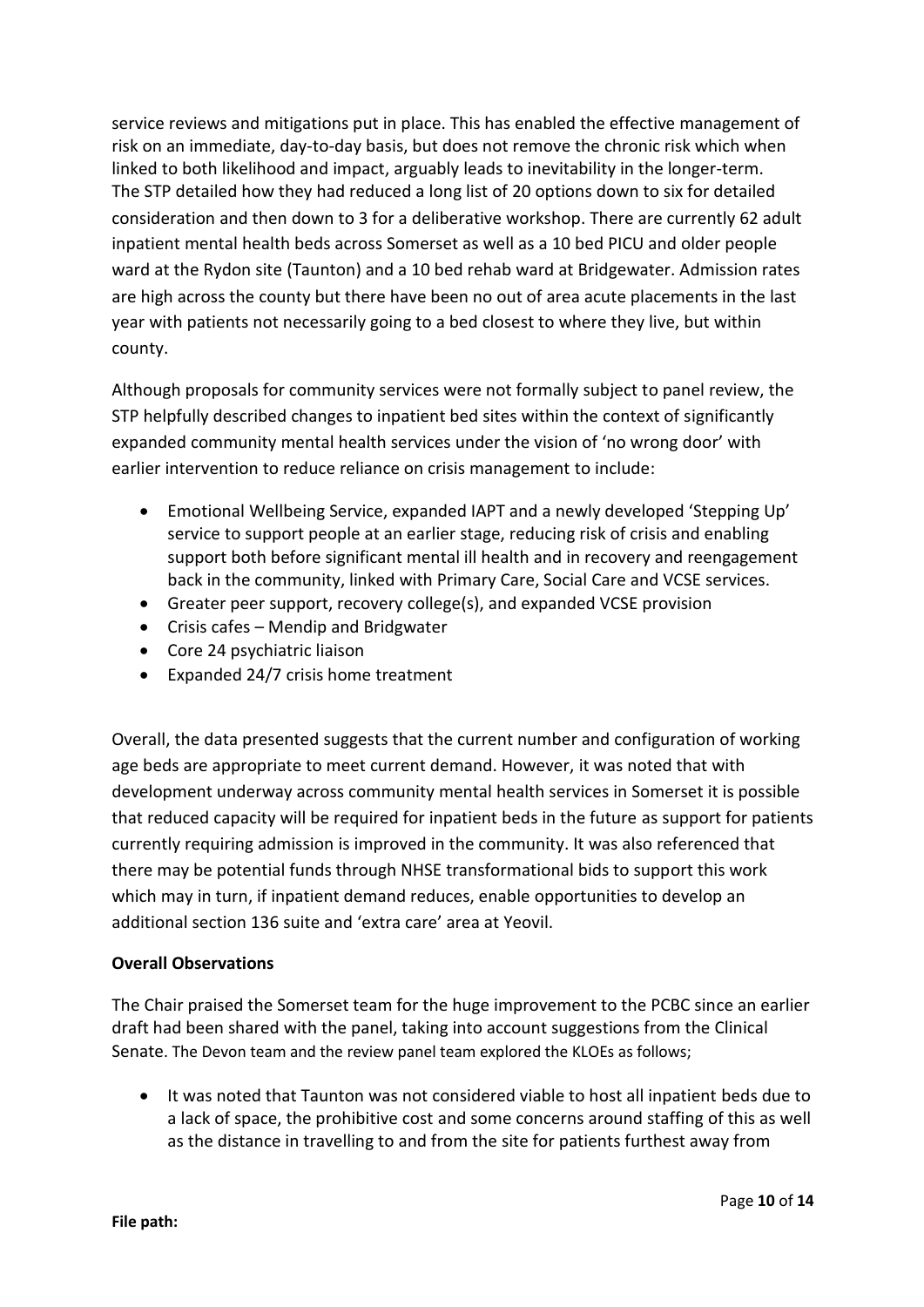service reviews and mitigations put in place. This has enabled the effective management of risk on an immediate, day-to-day basis, but does not remove the chronic risk which when linked to both likelihood and impact, arguably leads to inevitability in the longer-term. The STP detailed how they had reduced a long list of 20 options down to six for detailed consideration and then down to 3 for a deliberative workshop. There are currently 62 adult inpatient mental health beds across Somerset as well as a 10 bed PICU and older people ward at the Rydon site (Taunton) and a 10 bed rehab ward at Bridgewater. Admission rates are high across the county but there have been no out of area acute placements in the last year with patients not necessarily going to a bed closest to where they live, but within county.

Although proposals for community services were not formally subject to panel review, the STP helpfully described changes to inpatient bed sites within the context of significantly expanded community mental health services under the vision of 'no wrong door' with earlier intervention to reduce reliance on crisis management to include:

- Emotional Wellbeing Service, expanded IAPT and a newly developed 'Stepping Up' service to support people at an earlier stage, reducing risk of crisis and enabling support both before significant mental ill health and in recovery and reengagement back in the community, linked with Primary Care, Social Care and VCSE services.
- Greater peer support, recovery college(s), and expanded VCSE provision
- Crisis cafes – Mendip and Bridgwater
- Core 24 psychiatric liaison
- Expanded 24/7 crisis home treatment

Overall, the data presented suggests that the current number and configuration of working age beds are appropriate to meet current demand. However, it was noted that with development underway across community mental health services in Somerset it is possible that reduced capacity will be required for inpatient beds in the future as support for patients currently requiring admission is improved in the community. It was also referenced that there may be potential funds through NHSE transformational bids to support this work which may in turn, if inpatient demand reduces, enable opportunities to develop an additional section 136 suite and 'extra care' area at Yeovil.

**Overall Observations**

The Chair praised the Somerset team for the huge improvement to the PCBC since an earlier draft had been shared with the panel, taking into account suggestions from the Clinical Senate. The Devon team and the review panel team explored the KLOEs as follows;

- It was noted that Taunton was not considered viable to host all inpatient beds due to a lack of space, the prohibitive cost and some concerns around staffing of this as well as the distance in travelling to and from the site for patients furthest away from

**File path:**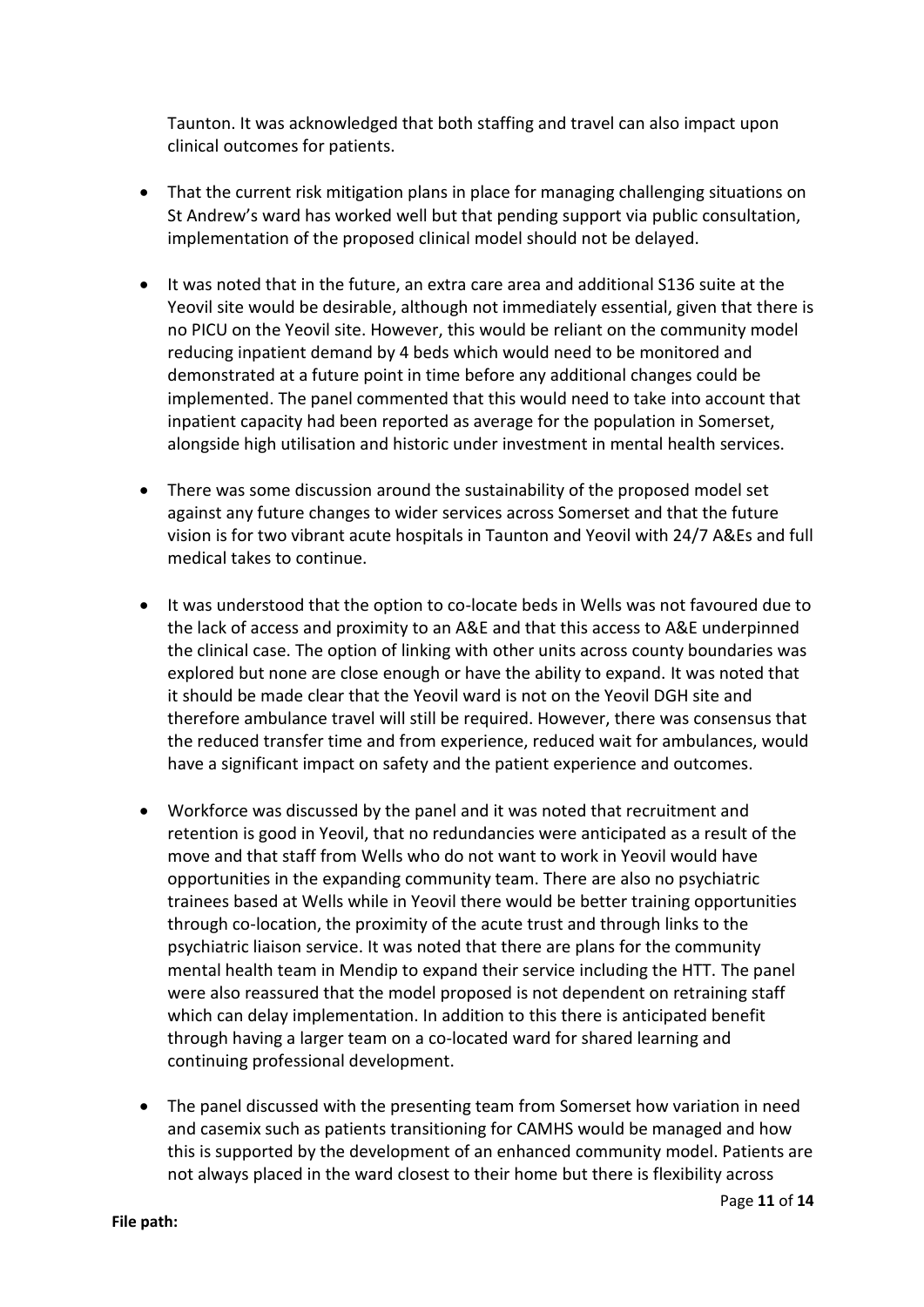Taunton. It was acknowledged that both staffing and travel can also impact upon clinical outcomes for patients.

- That the current risk mitigation plans in place for managing challenging situations on St Andrew's ward has worked well but that pending support via public consultation, implementation of the proposed clinical model should not be delayed.

- It was noted that in the future, an extra care area and additional S136 suite at the Yeovil site would be desirable, although not immediately essential, given that there is no PICU on the Yeovil site. However, this would be reliant on the community model reducing inpatient demand by 4 beds which would need to be monitored and demonstrated at a future point in time before any additional changes could be implemented. The panel commented that this would need to take into account that inpatient capacity had been reported as average for the population in Somerset, alongside high utilisation and historic under investment in mental health services.

- There was some discussion around the sustainability of the proposed model set against any future changes to wider services across Somerset and that the future vision is for two vibrant acute hospitals in Taunton and Yeovil with 24/7 A&Es and full medical takes to continue.

- It was understood that the option to co-locate beds in Wells was not favoured due to the lack of access and proximity to an A&E and that this access to A&E underpinned the clinical case. The option of linking with other units across county boundaries was explored but none are close enough or have the ability to expand. It was noted that it should be made clear that the Yeovil ward is not on the Yeovil DGH site and therefore ambulance travel will still be required. However, there was consensus that the reduced transfer time and from experience, reduced wait for ambulances, would have a significant impact on safety and the patient experience and outcomes.

- Workforce was discussed by the panel and it was noted that recruitment and retention is good in Yeovil, that no redundancies were anticipated as a result of the move and that staff from Wells who do not want to work in Yeovil would have opportunities in the expanding community team. There are also no psychiatric trainees based at Wells while in Yeovil there would be better training opportunities through co-location, the proximity of the acute trust and through links to the psychiatric liaison service. It was noted that there are plans for the community mental health team in Mendip to expand their service including the HTT. The panel were also reassured that the model proposed is not dependent on retraining staff which can delay implementation. In addition to this there is anticipated benefit through having a larger team on a co-located ward for shared learning and continuing professional development.

- The panel discussed with the presenting team from Somerset how variation in need and casemix such as patients transitioning for CAMHS would be managed and how this is supported by the development of an enhanced community model. Patients are not always placed in the ward closest to their home but there is flexibility across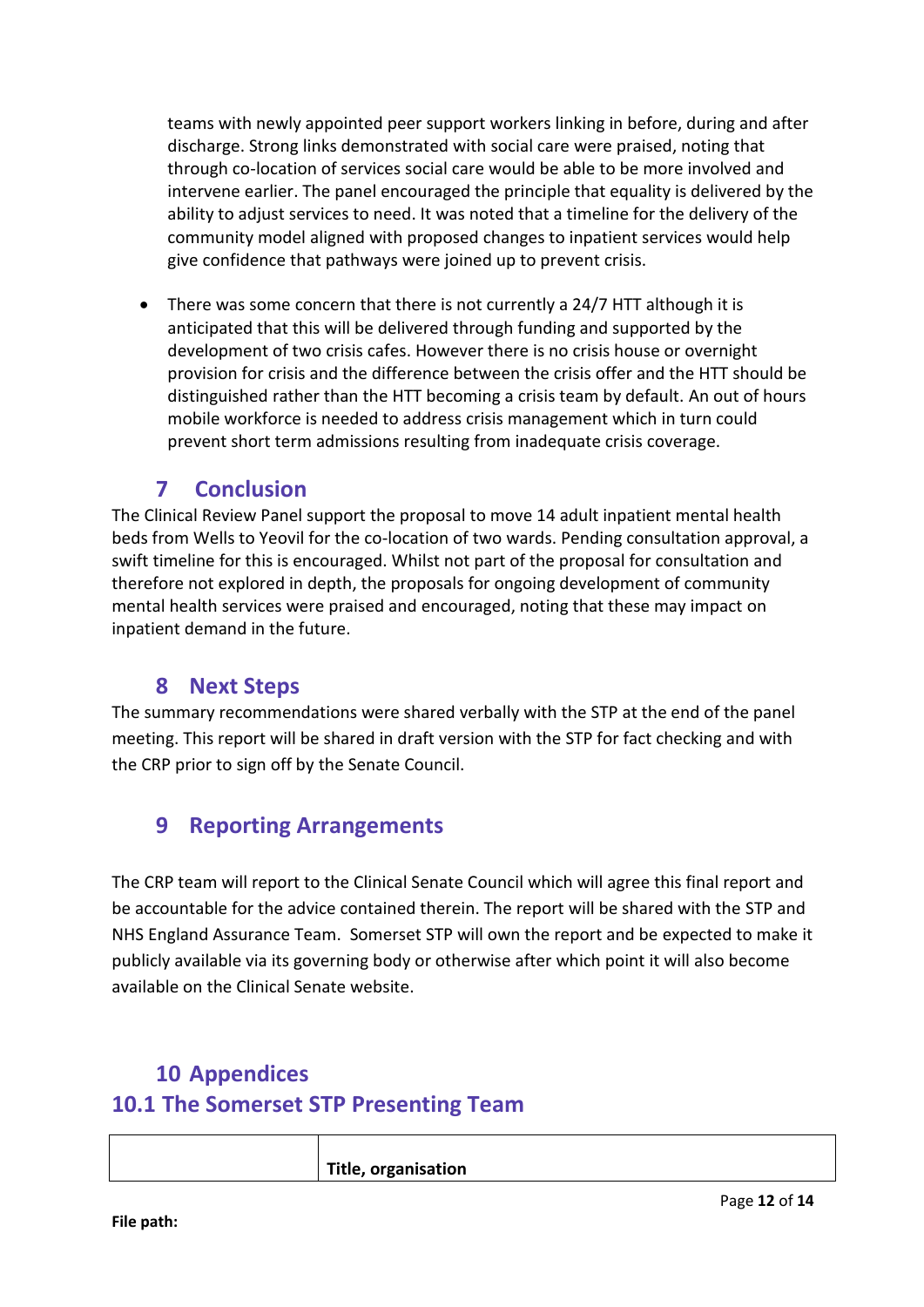teams with newly appointed peer support workers linking in before, during and after discharge. Strong links demonstrated with social care were praised, noting that through co-location of services social care would be able to be more involved and intervene earlier. The panel encouraged the principle that equality is delivered by the ability to adjust services to need. It was noted that a timeline for the delivery of the community model aligned with proposed changes to inpatient services would help give confidence that pathways were joined up to prevent crisis.

- There was some concern that there is not currently a 24/7 HTT although it is anticipated that this will be delivered through funding and supported by the development of two crisis cafes. However there is no crisis house or overnight provision for crisis and the difference between the crisis offer and the HTT should be distinguished rather than the HTT becoming a crisis team by default. An out of hours mobile workforce is needed to address crisis management which in turn could prevent short term admissions resulting from inadequate crisis coverage.

## 7 Conclusion

The Clinical Review Panel support the proposal to move 14 adult inpatient mental health beds from Wells to Yeovil for the co-location of two wards. Pending consultation approval, a swift timeline for this is encouraged. Whilst not part of the proposal for consultation and therefore not explored in depth, the proposals for ongoing development of community mental health services were praised and encouraged, noting that these may impact on inpatient demand in the future.

## 8 Next Steps

The summary recommendations were shared verbally with the STP at the end of the panel meeting. This report will be shared in draft version with the STP for fact checking and with the CRP prior to sign off by the Senate Council.

## 9 Reporting Arrangements

The CRP team will report to the Clinical Senate Council which will agree this final report and be accountable for the advice contained therein. The report will be shared with the STP and NHS England Assurance Team. Somerset STP will own the report and be expected to make it publicly available via its governing body or otherwise after which point it will also become available on the Clinical Senate website.

## 10 Appendices

### 10.1 The Somerset STP Presenting Team

| | **Title, organisation** |
|---|---|

**File path:**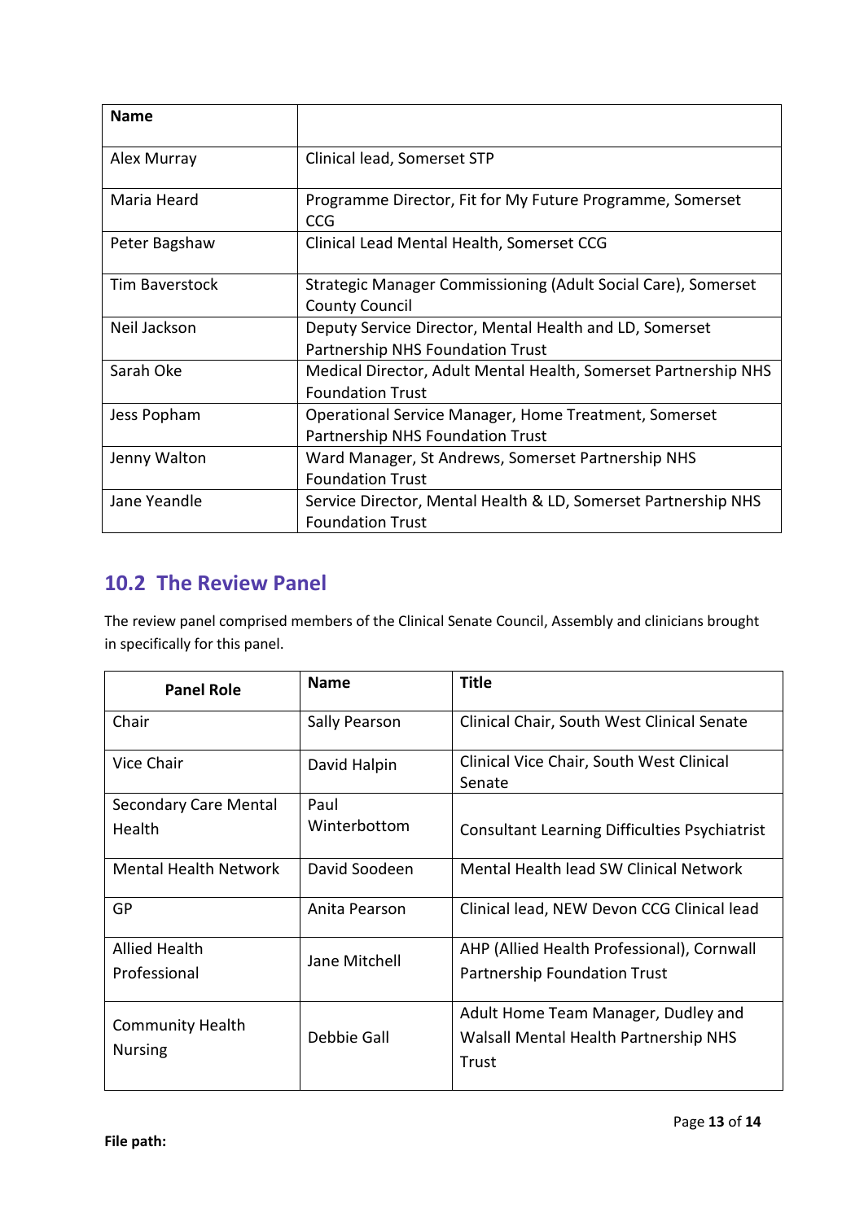| Name | |
|---|---|
| Alex Murray | Clinical lead, Somerset STP |
| Maria Heard | Programme Director, Fit for My Future Programme, Somerset CCG |
| Peter Bagshaw | Clinical Lead Mental Health, Somerset CCG |
| Tim Baverstock | Strategic Manager Commissioning (Adult Social Care), Somerset County Council |
| Neil Jackson | Deputy Service Director, Mental Health and LD, Somerset Partnership NHS Foundation Trust |
| Sarah Oke | Medical Director, Adult Mental Health, Somerset Partnership NHS Foundation Trust |
| Jess Popham | Operational Service Manager, Home Treatment, Somerset Partnership NHS Foundation Trust |
| Jenny Walton | Ward Manager, St Andrews, Somerset Partnership NHS Foundation Trust |
| Jane Yeandle | Service Director, Mental Health & LD, Somerset Partnership NHS Foundation Trust |

## 10.2 The Review Panel

The review panel comprised members of the Clinical Senate Council, Assembly and clinicians brought in specifically for this panel.

| Panel Role | Name | Title |
|---|---|---|
| Chair | Sally Pearson | Clinical Chair, South West Clinical Senate |
| Vice Chair | David Halpin | Clinical Vice Chair, South West Clinical Senate |
| Secondary Care Mental Health | Paul Winterbottom | Consultant Learning Difficulties Psychiatrist |
| Mental Health Network | David Soodeen | Mental Health lead SW Clinical Network |
| GP | Anita Pearson | Clinical lead, NEW Devon CCG Clinical lead |
| Allied Health Professional | Jane Mitchell | AHP (Allied Health Professional), Cornwall Partnership Foundation Trust |
| Community Health Nursing | Debbie Gall | Adult Home Team Manager, Dudley and Walsall Mental Health Partnership NHS Trust |

**File path:**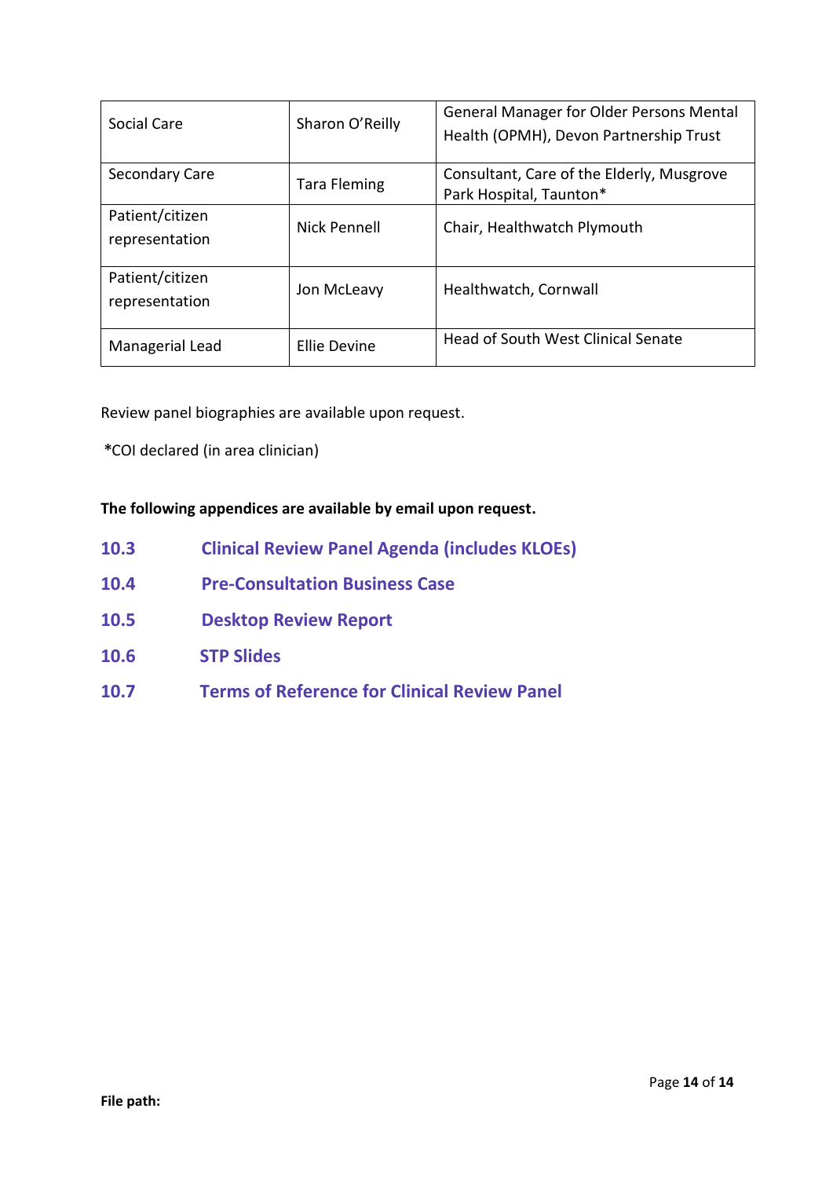| | | |
|---|---|---|
| Social Care | Sharon O'Reilly | General Manager for Older Persons Mental Health (OPMH), Devon Partnership Trust |
| Secondary Care | Tara Fleming | Consultant, Care of the Elderly, Musgrove Park Hospital, Taunton* |
| Patient/citizen representation | Nick Pennell | Chair, Healthwatch Plymouth |
| Patient/citizen representation | Jon McLeavy | Healthwatch, Cornwall |
| Managerial Lead | Ellie Devine | Head of South West Clinical Senate |

Review panel biographies are available upon request.

*COI declared (in area clinician)

**The following appendices are available by email upon request.**

**10.3 Clinical Review Panel Agenda (includes KLOEs)**

**10.4 Pre-Consultation Business Case**

**10.5 Desktop Review Report**

**10.6 STP Slides**

**10.7 Terms of Reference for Clinical Review Panel**

**File path:**